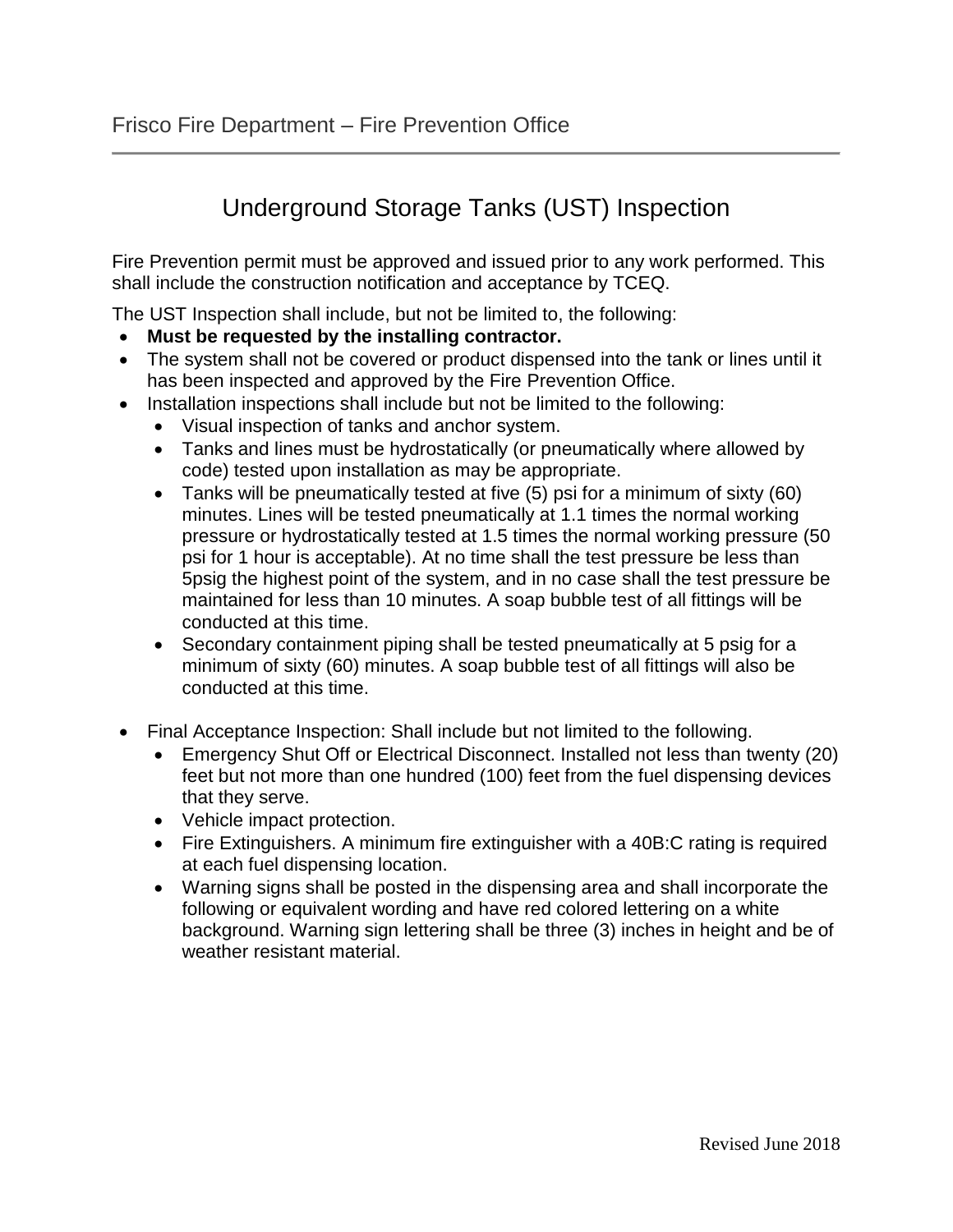# Underground Storage Tanks (UST) Inspection

Fire Prevention permit must be approved and issued prior to any work performed. This shall include the construction notification and acceptance by TCEQ.

The UST Inspection shall include, but not be limited to, the following:

- **Must be requested by the installing contractor.**
- The system shall not be covered or product dispensed into the tank or lines until it has been inspected and approved by the Fire Prevention Office.
- Installation inspections shall include but not be limited to the following:
  - Visual inspection of tanks and anchor system.
  - Tanks and lines must be hydrostatically (or pneumatically where allowed by code) tested upon installation as may be appropriate.
  - Tanks will be pneumatically tested at five (5) psi for a minimum of sixty (60) minutes. Lines will be tested pneumatically at 1.1 times the normal working pressure or hydrostatically tested at 1.5 times the normal working pressure (50 psi for 1 hour is acceptable). At no time shall the test pressure be less than 5psig the highest point of the system, and in no case shall the test pressure be maintained for less than 10 minutes. A soap bubble test of all fittings will be conducted at this time.
  - Secondary containment piping shall be tested pneumatically at 5 psig for a minimum of sixty (60) minutes. A soap bubble test of all fittings will also be conducted at this time.

- Final Acceptance Inspection: Shall include but not limited to the following.
  - Emergency Shut Off or Electrical Disconnect. Installed not less than twenty (20) feet but not more than one hundred (100) feet from the fuel dispensing devices that they serve.
  - Vehicle impact protection.
  - Fire Extinguishers. A minimum fire extinguisher with a 40B:C rating is required at each fuel dispensing location.
  - Warning signs shall be posted in the dispensing area and shall incorporate the following or equivalent wording and have red colored lettering on a white background. Warning sign lettering shall be three (3) inches in height and be of weather resistant material.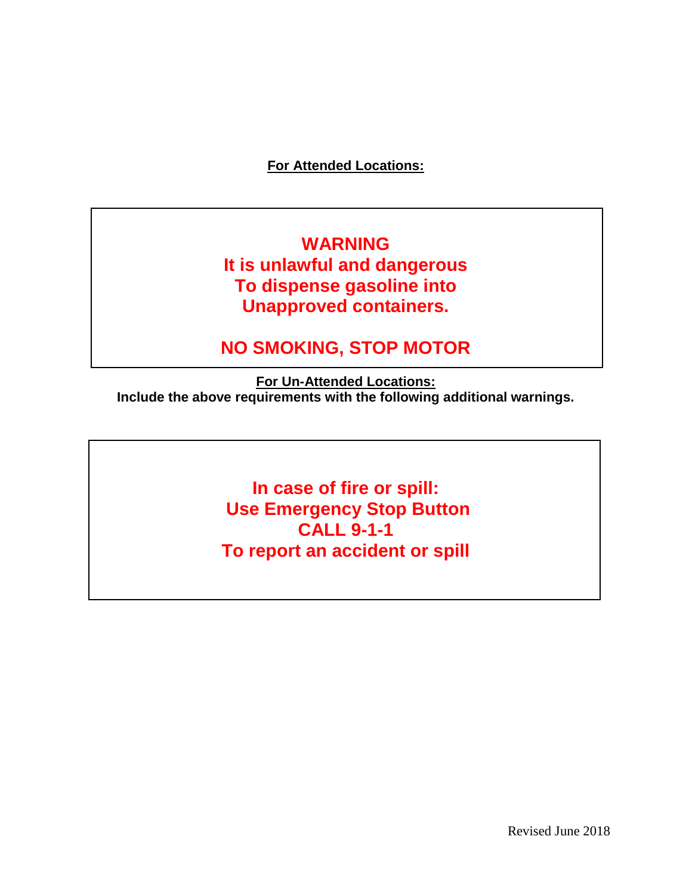**For Attended Locations:**

> **WARNING**
> **It is unlawful and dangerous**
> **To dispense gasoline into**
> **Unapproved containers.**
>
> **NO SMOKING, STOP MOTOR**

**For Un-Attended Locations:**
**Include the above requirements with the following additional warnings.**

> **In case of fire or spill:**
> **Use Emergency Stop Button**
> **CALL 9-1-1**
> **To report an accident or spill**

Revised June 2018